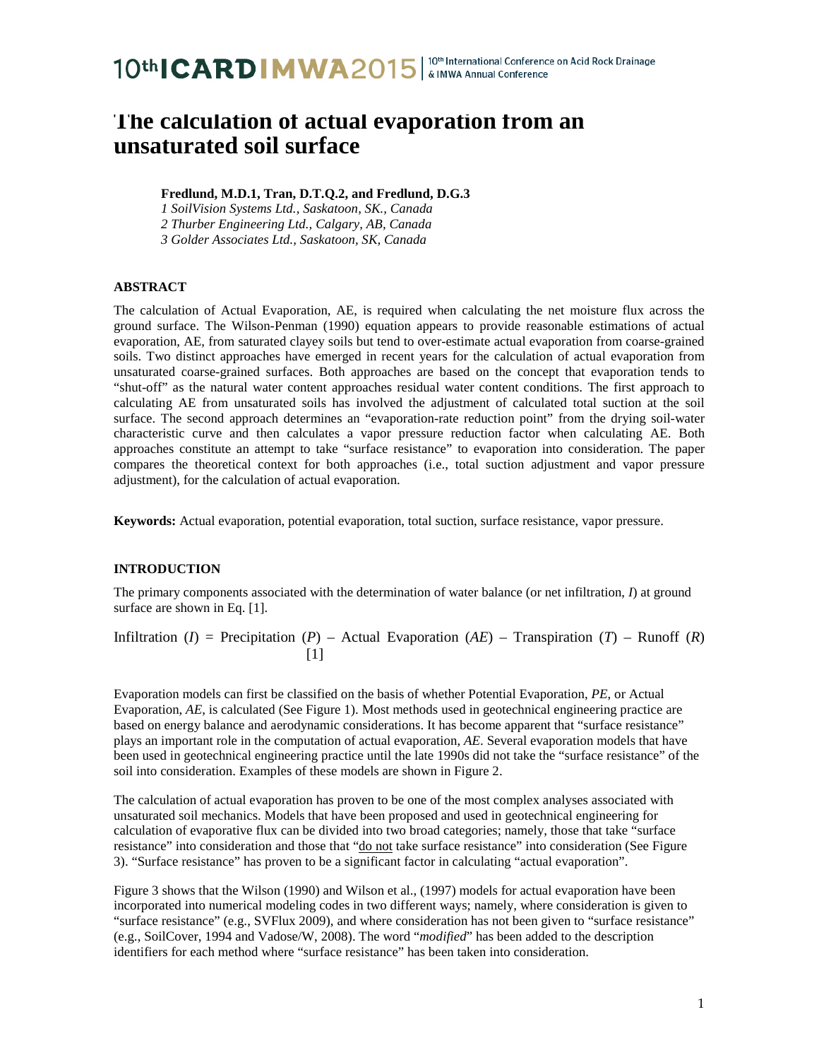# The calculation of actual evaporation from an unsaturated soil surface

**Fredlund, M.D.1, Tran, D.T.Q.2, and Fredlund, D.G.3**

*1 SoilVision Systems Ltd., Saskatoon, SK., Canada*
*2 Thurber Engineering Ltd., Calgary, AB, Canada*
*3 Golder Associates Ltd., Saskatoon, SK, Canada*

## ABSTRACT

The calculation of Actual Evaporation, AE, is required when calculating the net moisture flux across the ground surface. The Wilson-Penman (1990) equation appears to provide reasonable estimations of actual evaporation, AE, from saturated clayey soils but tend to over-estimate actual evaporation from coarse-grained soils. Two distinct approaches have emerged in recent years for the calculation of actual evaporation from unsaturated coarse-grained surfaces. Both approaches are based on the concept that evaporation tends to "shut-off" as the natural water content approaches residual water content conditions. The first approach to calculating AE from unsaturated soils has involved the adjustment of calculated total suction at the soil surface. The second approach determines an "evaporation-rate reduction point" from the drying soil-water characteristic curve and then calculates a vapor pressure reduction factor when calculating AE. Both approaches constitute an attempt to take "surface resistance" to evaporation into consideration. The paper compares the theoretical context for both approaches (i.e., total suction adjustment and vapor pressure adjustment), for the calculation of actual evaporation.

**Keywords:** Actual evaporation, potential evaporation, total suction, surface resistance, vapor pressure.

## INTRODUCTION

The primary components associated with the determination of water balance (or net infiltration, *I*) at ground surface are shown in Eq. [1].

Infiltration (*I*) = Precipitation (*P*) – Actual Evaporation (*AE*) – Transpiration (*T*) – Runoff (*R*) [1]

Evaporation models can first be classified on the basis of whether Potential Evaporation, *PE*, or Actual Evaporation, *AE*, is calculated (See Figure 1). Most methods used in geotechnical engineering practice are based on energy balance and aerodynamic considerations. It has become apparent that "surface resistance" plays an important role in the computation of actual evaporation, *AE*. Several evaporation models that have been used in geotechnical engineering practice until the late 1990s did not take the "surface resistance" of the soil into consideration. Examples of these models are shown in Figure 2.

The calculation of actual evaporation has proven to be one of the most complex analyses associated with unsaturated soil mechanics. Models that have been proposed and used in geotechnical engineering for calculation of evaporative flux can be divided into two broad categories; namely, those that take "surface resistance" into consideration and those that "do not take surface resistance" into consideration (See Figure 3). "Surface resistance" has proven to be a significant factor in calculating "actual evaporation".

Figure 3 shows that the Wilson (1990) and Wilson et al., (1997) models for actual evaporation have been incorporated into numerical modeling codes in two different ways; namely, where consideration is given to "surface resistance" (e.g., SVFlux 2009), and where consideration has not been given to "surface resistance" (e.g., SoilCover, 1994 and Vadose/W, 2008). The word "*modified*" has been added to the description identifiers for each method where "surface resistance" has been taken into consideration.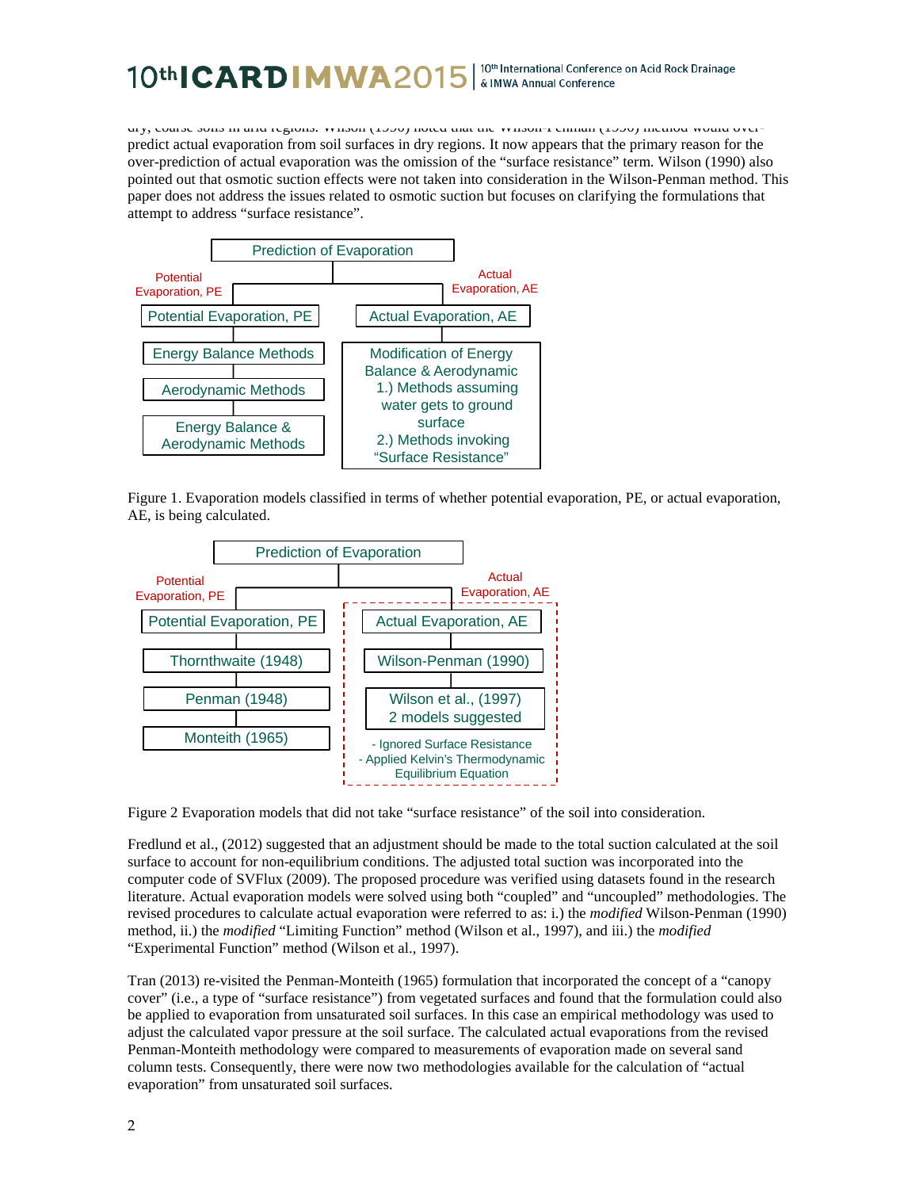dry, coarse soils in arid regions. Wilson (1990) noted that the Wilson-Penman (1990) method would over-predict actual evaporation from soil surfaces in dry regions. It now appears that the primary reason for the over-prediction of actual evaporation was the omission of the "surface resistance" term. Wilson (1990) also pointed out that osmotic suction effects were not taken into consideration in the Wilson-Penman method. This paper does not address the issues related to osmotic suction but focuses on clarifying the formulations that attempt to address "surface resistance".

Figure 1. Evaporation models classified in terms of whether potential evaporation, PE, or actual evaporation, AE, is being calculated.

Figure 2 Evaporation models that did not take "surface resistance" of the soil into consideration.

Fredlund et al., (2012) suggested that an adjustment should be made to the total suction calculated at the soil surface to account for non-equilibrium conditions. The adjusted total suction was incorporated into the computer code of SVFlux (2009). The proposed procedure was verified using datasets found in the research literature. Actual evaporation models were solved using both "coupled" and "uncoupled" methodologies. The revised procedures to calculate actual evaporation were referred to as: i.) the *modified* Wilson-Penman (1990) method, ii.) the *modified* "Limiting Function" method (Wilson et al., 1997), and iii.) the *modified* "Experimental Function" method (Wilson et al., 1997).

Tran (2013) re-visited the Penman-Monteith (1965) formulation that incorporated the concept of a "canopy cover" (i.e., a type of "surface resistance") from vegetated surfaces and found that the formulation could also be applied to evaporation from unsaturated soil surfaces. In this case an empirical methodology was used to adjust the calculated vapor pressure at the soil surface. The calculated actual evaporations from the revised Penman-Monteith methodology were compared to measurements of evaporation made on several sand column tests. Consequently, there were now two methodologies available for the calculation of "actual evaporation" from unsaturated soil surfaces.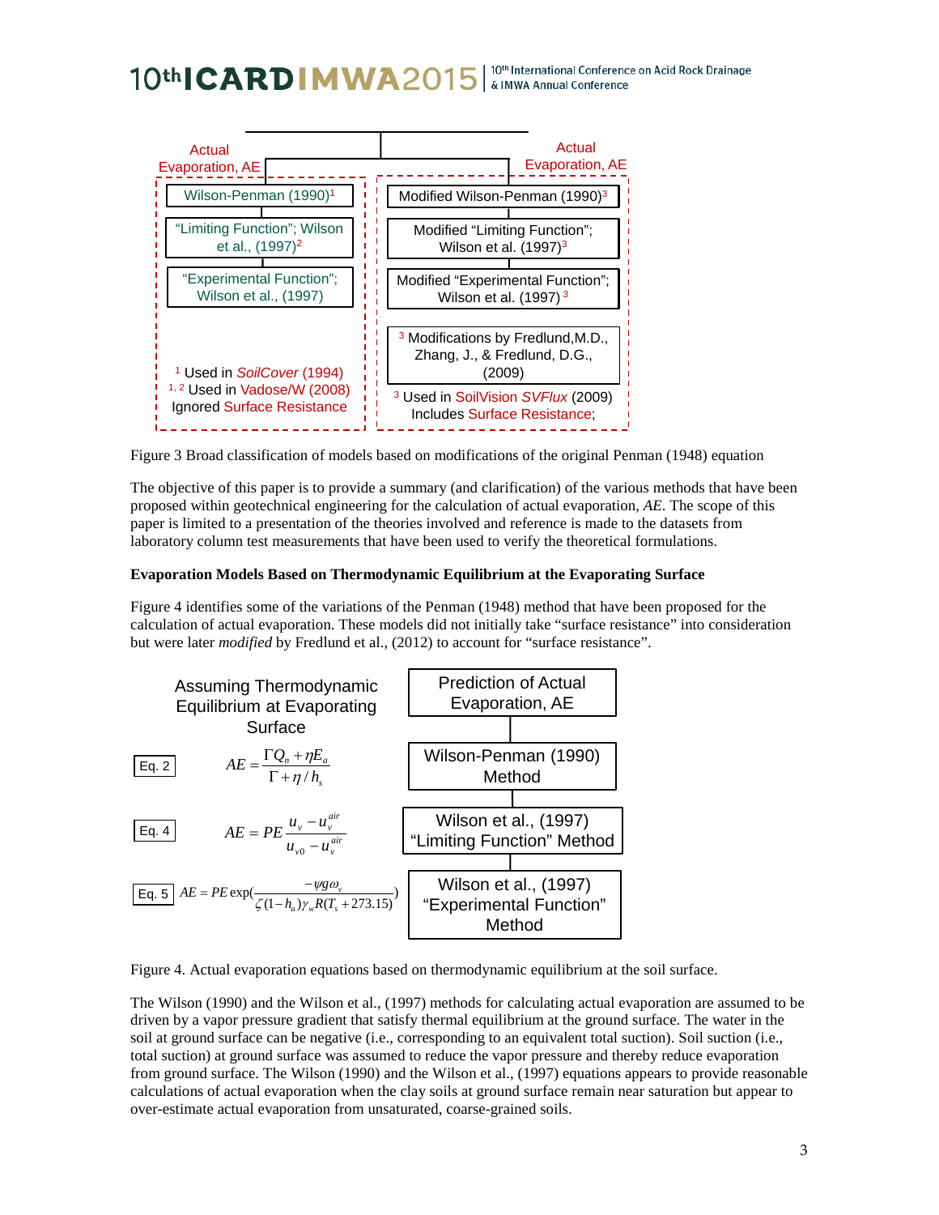Actual Evaporation, AE

| Actual Evaporation, AE | Actual Evaporation, AE |
| --- | --- |
| Wilson-Penman (1990)[1] | Modified Wilson-Penman (1990)[3] |
| "Limiting Function"; Wilson et al., (1997)[2] | Modified "Limiting Function"; Wilson et al. (1997)[3] |
| "Experimental Function"; Wilson et al., (1997) | Modified "Experimental Function"; Wilson et al. (1997)[3] |
| | [3] Modifications by Fredlund, M.D., Zhang, J., & Fredlund, D.G., (2009) |
| [1] Used in *SoilCover* (1994); [1, 2] Used in Vadose/W (2008); Ignored Surface Resistance | [3] Used in SoilVision *SVFlux* (2009); Includes Surface Resistance; |

Figure 3 Broad classification of models based on modifications of the original Penman (1948) equation

The objective of this paper is to provide a summary (and clarification) of the various methods that have been proposed within geotechnical engineering for the calculation of actual evaporation, *AE*. The scope of this paper is limited to a presentation of the theories involved and reference is made to the datasets from laboratory column test measurements that have been used to verify the theoretical formulations.

**Evaporation Models Based on Thermodynamic Equilibrium at the Evaporating Surface**

Figure 4 identifies some of the variations of the Penman (1948) method that have been proposed for the calculation of actual evaporation. These models did not initially take "surface resistance" into consideration but were later *modified* by Fredlund et al., (2012) to account for "surface resistance".

Assuming Thermodynamic Equilibrium at Evaporating Surface — Prediction of Actual Evaporation, AE

Eq. 2 — Wilson-Penman (1990) Method

$$AE = \frac{\Gamma Q_n + \eta E_a}{\Gamma + \eta / h_s}$$

Eq. 4 — Wilson et al., (1997) "Limiting Function" Method

$$AE = PE \frac{u_v - u_v^{air}}{u_{v0} - u_v^{air}}$$

Eq. 5 — Wilson et al., (1997) "Experimental Function" Method

$$AE = PE \exp\left(\frac{-\psi g \omega_v}{\zeta (1-h_a)\gamma_w R (T_s + 273.15)}\right)$$

Figure 4. Actual evaporation equations based on thermodynamic equilibrium at the soil surface.

The Wilson (1990) and the Wilson et al., (1997) methods for calculating actual evaporation are assumed to be driven by a vapor pressure gradient that satisfy thermal equilibrium at the ground surface. The water in the soil at ground surface can be negative (i.e., corresponding to an equivalent total suction). Soil suction (i.e., total suction) at ground surface was assumed to reduce the vapor pressure and thereby reduce evaporation from ground surface. The Wilson (1990) and the Wilson et al., (1997) equations appears to provide reasonable calculations of actual evaporation when the clay soils at ground surface remain near saturation but appear to over-estimate actual evaporation from unsaturated, coarse-grained soils.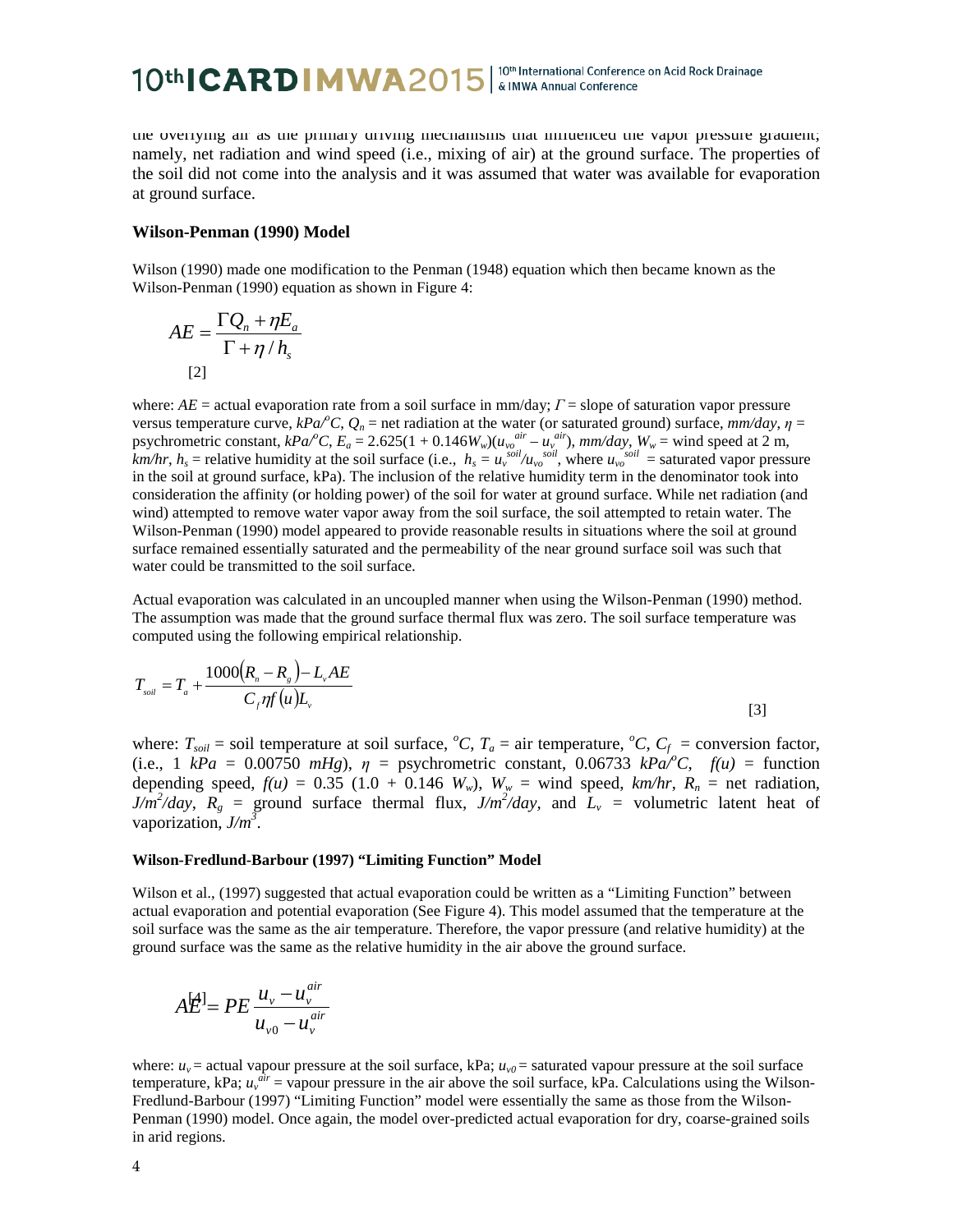the overlying air as the primary driving mechanisms that influenced the vapor pressure gradient; namely, net radiation and wind speed (i.e., mixing of air) at the ground surface. The properties of the soil did not come into the analysis and it was assumed that water was available for evaporation at ground surface.

## Wilson-Penman (1990) Model

Wilson (1990) made one modification to the Penman (1948) equation which then became known as the Wilson-Penman (1990) equation as shown in Figure 4:

$$AE = \frac{\Gamma Q_n + \eta E_a}{\Gamma + \eta / h_s} \quad [2]$$

where: $AE$ = actual evaporation rate from a soil surface in mm/day; $\Gamma$ = slope of saturation vapor pressure versus temperature curve, $kPa/^oC$, $Q_n$ = net radiation at the water (or saturated ground) surface, $mm/day$, $\eta$ = psychrometric constant, $kPa/^oC$, $E_a = 2.625(1 + 0.146W_w)(u_{vo}^{air} - u_v^{air})$, $mm/day$, $W_w$ = wind speed at 2 m, $km/hr$, $h_s$ = relative humidity at the soil surface (i.e., $h_s = u_v^{soil}/u_{vo}^{soil}$, where $u_{vo}^{soil}$ = saturated vapor pressure in the soil at ground surface, kPa). The inclusion of the relative humidity term in the denominator took into consideration the affinity (or holding power) of the soil for water at ground surface. While net radiation (and wind) attempted to remove water vapor away from the soil surface, the soil attempted to retain water. The Wilson-Penman (1990) model appeared to provide reasonable results in situations where the soil at ground surface remained essentially saturated and the permeability of the near ground surface soil was such that water could be transmitted to the soil surface.

Actual evaporation was calculated in an uncoupled manner when using the Wilson-Penman (1990) method. The assumption was made that the ground surface thermal flux was zero. The soil surface temperature was computed using the following empirical relationship.

$$T_{soil} = T_a + \frac{1000(R_n - R_g) - L_v AE}{C_f \eta f(u) L_v} \quad [3]$$

where: $T_{soil}$ = soil temperature at soil surface, $^oC$, $T_a$ = air temperature, $^oC$, $C_f$ = conversion factor, (i.e., 1 $kPa$ = 0.00750 $mHg$), $\eta$ = psychrometric constant, 0.06733 $kPa/^oC$, $f(u)$ = function depending speed, $f(u) = 0.35\ (1.0 + 0.146\ W_w)$, $W_w$ = wind speed, $km/hr$, $R_n$ = net radiation, $J/m^2/day$, $R_g$ = ground surface thermal flux, $J/m^2/day$, and $L_v$ = volumetric latent heat of vaporization, $J/m^3$.

## Wilson-Fredlund-Barbour (1997) "Limiting Function" Model

Wilson et al., (1997) suggested that actual evaporation could be written as a "Limiting Function" between actual evaporation and potential evaporation (See Figure 4). This model assumed that the temperature at the soil surface was the same as the air temperature. Therefore, the vapor pressure (and relative humidity) at the ground surface was the same as the relative humidity in the air above the ground surface.

$$AE = PE \frac{u_v - u_v^{air}}{u_{v0} - u_v^{air}} \quad [4]$$

where: $u_v$ = actual vapour pressure at the soil surface, kPa; $u_{v0}$ = saturated vapour pressure at the soil surface temperature, kPa; $u_v^{air}$ = vapour pressure in the air above the soil surface, kPa. Calculations using the Wilson-Fredlund-Barbour (1997) "Limiting Function" model were essentially the same as those from the Wilson-Penman (1990) model. Once again, the model over-predicted actual evaporation for dry, coarse-grained soils in arid regions.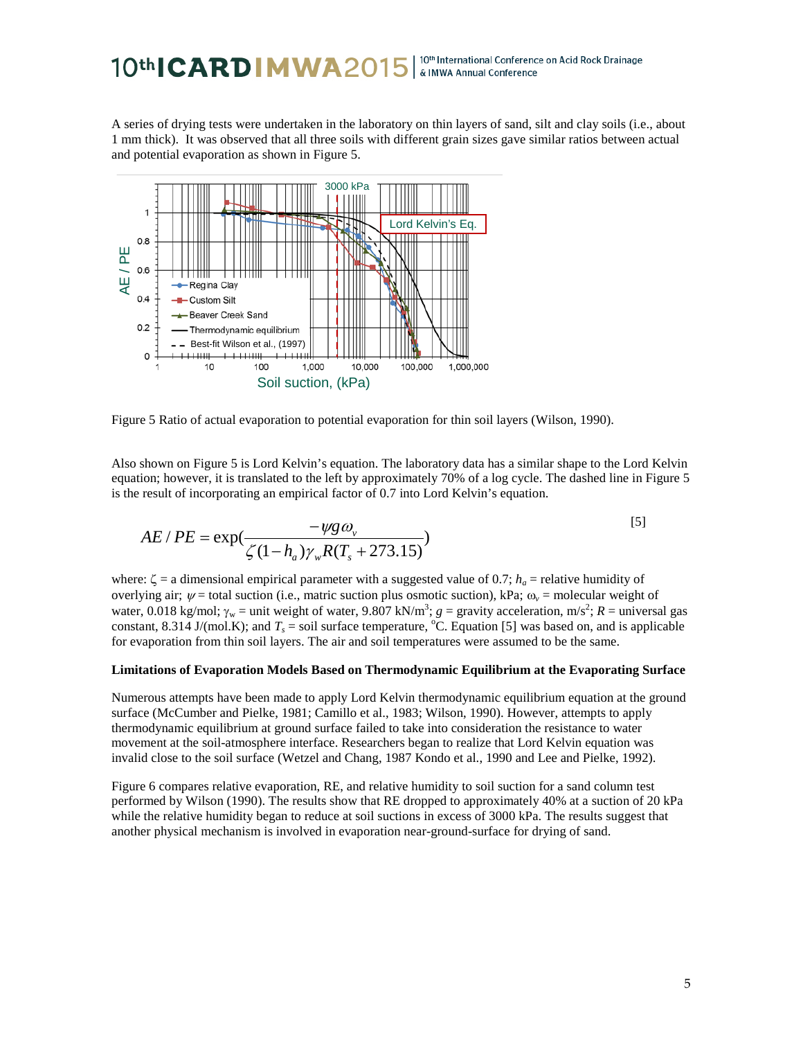A series of drying tests were undertaken in the laboratory on thin layers of sand, silt and clay soils (i.e., about 1 mm thick). It was observed that all three soils with different grain sizes gave similar ratios between actual and potential evaporation as shown in Figure 5.

Figure 5 Ratio of actual evaporation to potential evaporation for thin soil layers (Wilson, 1990).

Also shown on Figure 5 is Lord Kelvin's equation. The laboratory data has a similar shape to the Lord Kelvin equation; however, it is translated to the left by approximately 70% of a log cycle. The dashed line in Figure 5 is the result of incorporating an empirical factor of 0.7 into Lord Kelvin's equation.

$$AE/PE = \exp\left(\frac{-\psi g \omega_v}{\zeta(1-h_a)\gamma_w R(T_s + 273.15)}\right) \qquad [5]$$

where: $\zeta$ = a dimensional empirical parameter with a suggested value of 0.7; $h_a$ = relative humidity of overlying air; $\psi$ = total suction (i.e., matric suction plus osmotic suction), kPa; $\omega_v$ = molecular weight of water, 0.018 kg/mol; $\gamma_w$ = unit weight of water, 9.807 kN/m$^3$; $g$ = gravity acceleration, m/s$^2$; $R$ = universal gas constant, 8.314 J/(mol.K); and $T_s$ = soil surface temperature, $^o$C. Equation [5] was based on, and is applicable for evaporation from thin soil layers. The air and soil temperatures were assumed to be the same.

**Limitations of Evaporation Models Based on Thermodynamic Equilibrium at the Evaporating Surface**

Numerous attempts have been made to apply Lord Kelvin thermodynamic equilibrium equation at the ground surface (McCumber and Pielke, 1981; Camillo et al., 1983; Wilson, 1990). However, attempts to apply thermodynamic equilibrium at ground surface failed to take into consideration the resistance to water movement at the soil-atmosphere interface. Researchers began to realize that Lord Kelvin equation was invalid close to the soil surface (Wetzel and Chang, 1987 Kondo et al., 1990 and Lee and Pielke, 1992).

Figure 6 compares relative evaporation, RE, and relative humidity to soil suction for a sand column test performed by Wilson (1990). The results show that RE dropped to approximately 40% at a suction of 20 kPa while the relative humidity began to reduce at soil suctions in excess of 3000 kPa. The results suggest that another physical mechanism is involved in evaporation near-ground-surface for drying of sand.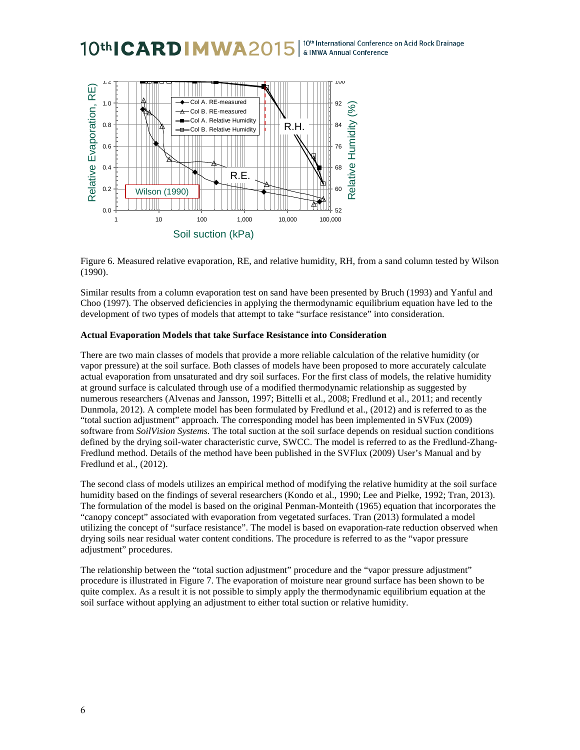Figure 6. Measured relative evaporation, RE, and relative humidity, RH, from a sand column tested by Wilson (1990).

Similar results from a column evaporation test on sand have been presented by Bruch (1993) and Yanful and Choo (1997). The observed deficiencies in applying the thermodynamic equilibrium equation have led to the development of two types of models that attempt to take "surface resistance" into consideration.

**Actual Evaporation Models that take Surface Resistance into Consideration**

There are two main classes of models that provide a more reliable calculation of the relative humidity (or vapor pressure) at the soil surface. Both classes of models have been proposed to more accurately calculate actual evaporation from unsaturated and dry soil surfaces. For the first class of models, the relative humidity at ground surface is calculated through use of a modified thermodynamic relationship as suggested by numerous researchers (Alvenas and Jansson, 1997; Bittelli et al., 2008; Fredlund et al., 2011; and recently Dunmola, 2012). A complete model has been formulated by Fredlund et al., (2012) and is referred to as the "total suction adjustment" approach. The corresponding model has been implemented in SVFux (2009) software from *SoilVision Systems.* The total suction at the soil surface depends on residual suction conditions defined by the drying soil-water characteristic curve, SWCC. The model is referred to as the Fredlund-Zhang-Fredlund method. Details of the method have been published in the SVFlux (2009) User's Manual and by Fredlund et al., (2012).

The second class of models utilizes an empirical method of modifying the relative humidity at the soil surface humidity based on the findings of several researchers (Kondo et al., 1990; Lee and Pielke, 1992; Tran, 2013). The formulation of the model is based on the original Penman-Monteith (1965) equation that incorporates the "canopy concept" associated with evaporation from vegetated surfaces. Tran (2013) formulated a model utilizing the concept of "surface resistance". The model is based on evaporation-rate reduction observed when drying soils near residual water content conditions. The procedure is referred to as the "vapor pressure adjustment" procedures.

The relationship between the "total suction adjustment" procedure and the "vapor pressure adjustment" procedure is illustrated in Figure 7. The evaporation of moisture near ground surface has been shown to be quite complex. As a result it is not possible to simply apply the thermodynamic equilibrium equation at the soil surface without applying an adjustment to either total suction or relative humidity.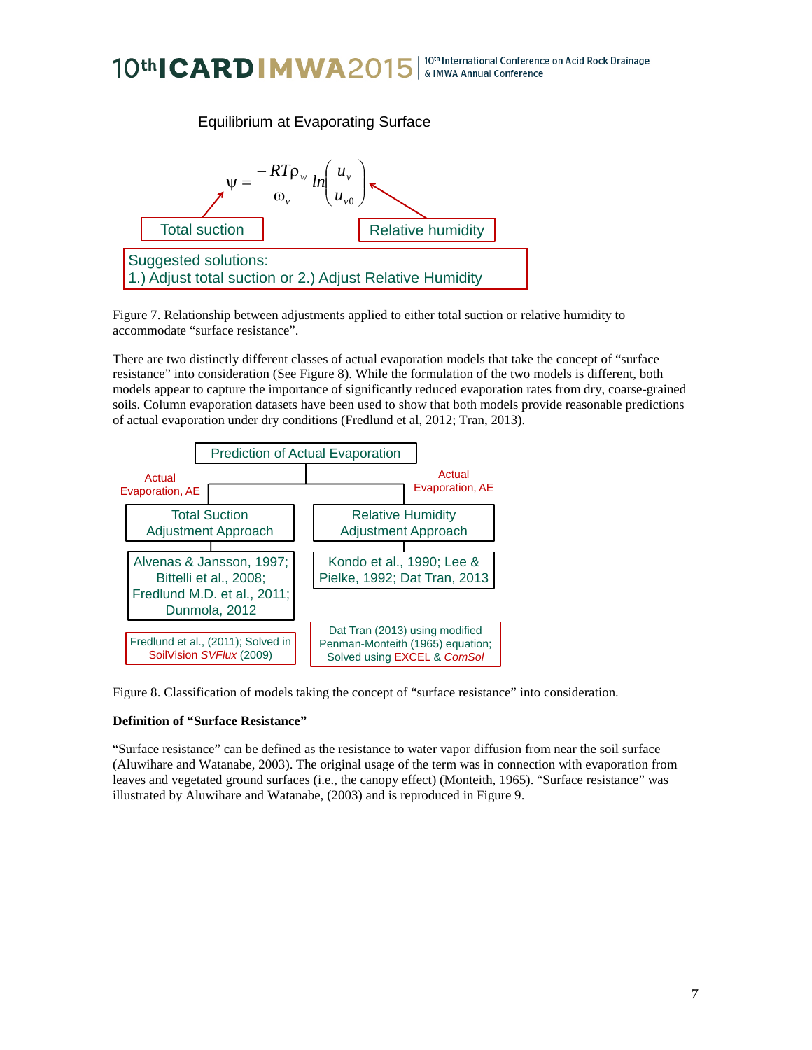Equilibrium at Evaporating Surface

$$\psi = \frac{-RT\rho_w}{\omega_v} ln\left(\frac{u_v}{u_{v0}}\right)$$

Total suction

Relative humidity

Suggested solutions:
1.) Adjust total suction or 2.) Adjust Relative Humidity

Figure 7. Relationship between adjustments applied to either total suction or relative humidity to accommodate "surface resistance".

There are two distinctly different classes of actual evaporation models that take the concept of "surface resistance" into consideration (See Figure 8). While the formulation of the two models is different, both models appear to capture the importance of significantly reduced evaporation rates from dry, coarse-grained soils. Column evaporation datasets have been used to show that both models provide reasonable predictions of actual evaporation under dry conditions (Fredlund et al, 2012; Tran, 2013).

Prediction of Actual Evaporation

Actual Evaporation, AE

Actual Evaporation, AE

Total Suction Adjustment Approach

Relative Humidity Adjustment Approach

Alvenas & Jansson, 1997; Bittelli et al., 2008; Fredlund M.D. et al., 2011; Dunmola, 2012

Kondo et al., 1990; Lee & Pielke, 1992; Dat Tran, 2013

Fredlund et al., (2011); Solved in SoilVision *SVFlux* (2009)

Dat Tran (2013) using modified Penman-Monteith (1965) equation; Solved using EXCEL & *ComSol*

Figure 8. Classification of models taking the concept of "surface resistance" into consideration.

**Definition of "Surface Resistance"**

"Surface resistance" can be defined as the resistance to water vapor diffusion from near the soil surface (Aluwihare and Watanabe, 2003). The original usage of the term was in connection with evaporation from leaves and vegetated ground surfaces (i.e., the canopy effect) (Monteith, 1965). "Surface resistance" was illustrated by Aluwihare and Watanabe, (2003) and is reproduced in Figure 9.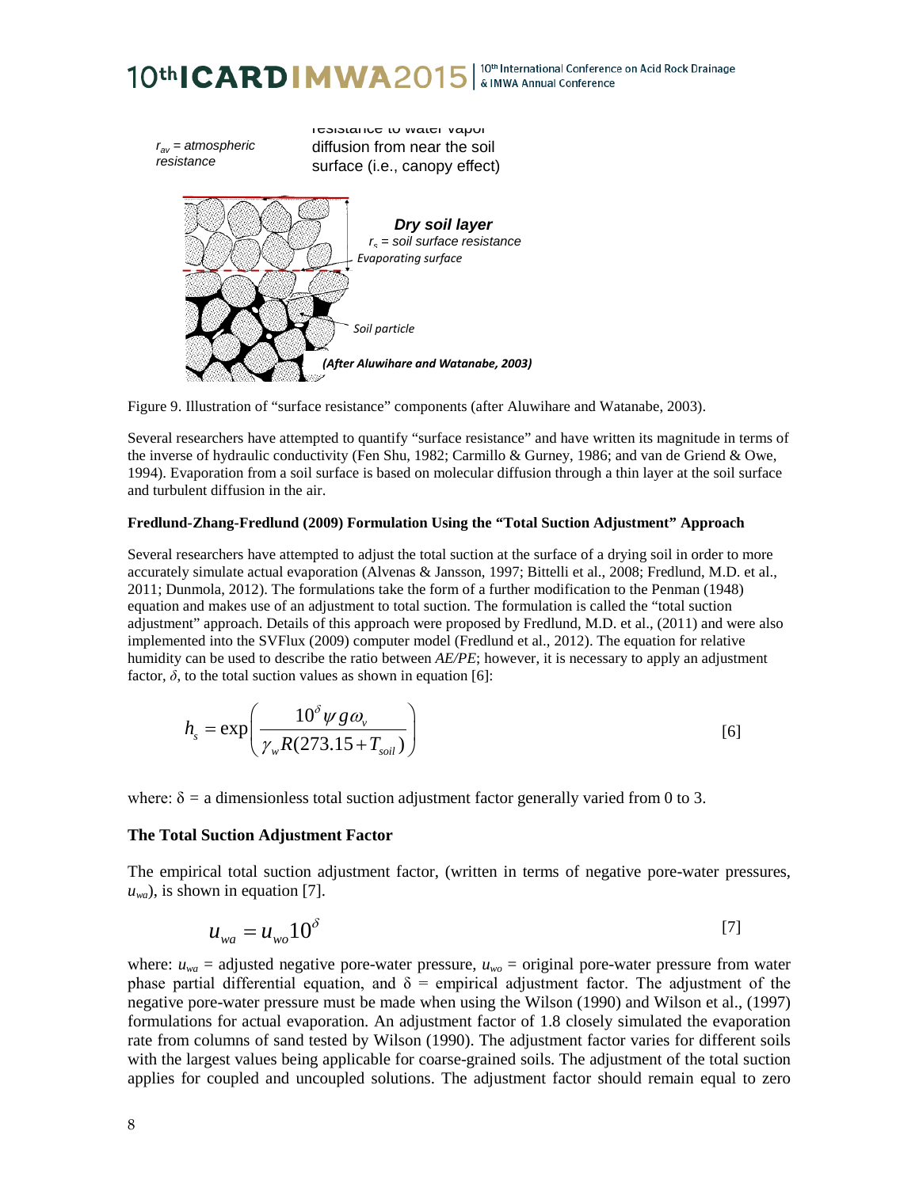$r_{av}$ = atmospheric resistance

resistance to water vapor diffusion from near the soil surface (i.e., canopy effect)

**Dry soil layer**

$r_s$ = soil surface resistance

Evaporating surface

Soil particle

(After Aluwihare and Watanabe, 2003)

Figure 9. Illustration of "surface resistance" components (after Aluwihare and Watanabe, 2003).

Several researchers have attempted to quantify "surface resistance" and have written its magnitude in terms of the inverse of hydraulic conductivity (Fen Shu, 1982; Carmillo & Gurney, 1986; and van de Griend & Owe, 1994). Evaporation from a soil surface is based on molecular diffusion through a thin layer at the soil surface and turbulent diffusion in the air.

#### Fredlund-Zhang-Fredlund (2009) Formulation Using the "Total Suction Adjustment" Approach

Several researchers have attempted to adjust the total suction at the surface of a drying soil in order to more accurately simulate actual evaporation (Alvenas & Jansson, 1997; Bittelli et al., 2008; Fredlund, M.D. et al., 2011; Dunmola, 2012). The formulations take the form of a further modification to the Penman (1948) equation and makes use of an adjustment to total suction. The formulation is called the "total suction adjustment" approach. Details of this approach were proposed by Fredlund, M.D. et al., (2011) and were also implemented into the SVFlux (2009) computer model (Fredlund et al., 2012). The equation for relative humidity can be used to describe the ratio between *AE/PE*; however, it is necessary to apply an adjustment factor, $\delta$, to the total suction values as shown in equation [6]:

$$h_s = \exp\left(\frac{10^{\delta}\psi g \omega_v}{\gamma_w R(273.15 + T_{soil})}\right) \quad [6]$$

where: $\delta$ = a dimensionless total suction adjustment factor generally varied from 0 to 3.

#### The Total Suction Adjustment Factor

The empirical total suction adjustment factor, (written in terms of negative pore-water pressures, $u_{wa}$), is shown in equation [7].

$$u_{wa} = u_{wo} 10^{\delta} \quad [7]$$

where: $u_{wa}$ = adjusted negative pore-water pressure, $u_{wo}$ = original pore-water pressure from water phase partial differential equation, and $\delta$ = empirical adjustment factor. The adjustment of the negative pore-water pressure must be made when using the Wilson (1990) and Wilson et al., (1997) formulations for actual evaporation. An adjustment factor of 1.8 closely simulated the evaporation rate from columns of sand tested by Wilson (1990). The adjustment factor varies for different soils with the largest values being applicable for coarse-grained soils. The adjustment of the total suction applies for coupled and uncoupled solutions. The adjustment factor should remain equal to zero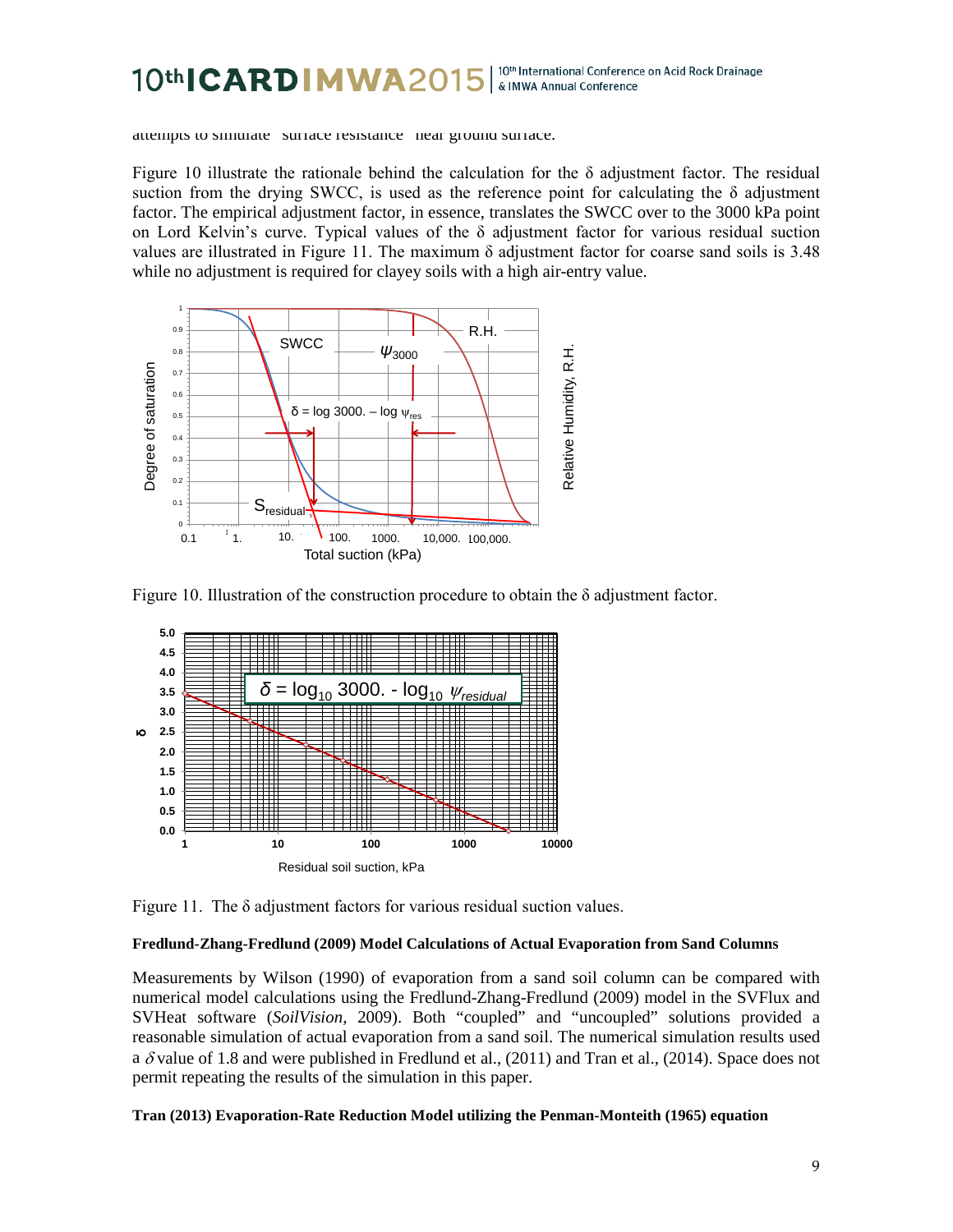attempts to simulate "surface resistance" near ground surface.

Figure 10 illustrate the rationale behind the calculation for the $\delta$ adjustment factor. The residual suction from the drying SWCC, is used as the reference point for calculating the $\delta$ adjustment factor. The empirical adjustment factor, in essence, translates the SWCC over to the 3000 kPa point on Lord Kelvin's curve. Typical values of the $\delta$ adjustment factor for various residual suction values are illustrated in Figure 11. The maximum $\delta$ adjustment factor for coarse sand soils is 3.48 while no adjustment is required for clayey soils with a high air-entry value.

Figure 10. Illustration of the construction procedure to obtain the $\delta$ adjustment factor.

Figure 11. The $\delta$ adjustment factors for various residual suction values.

**Fredlund-Zhang-Fredlund (2009) Model Calculations of Actual Evaporation from Sand Columns**

Measurements by Wilson (1990) of evaporation from a sand soil column can be compared with numerical model calculations using the Fredlund-Zhang-Fredlund (2009) model in the SVFlux and SVHeat software (*SoilVision*, 2009). Both "coupled" and "uncoupled" solutions provided a reasonable simulation of actual evaporation from a sand soil. The numerical simulation results used a $\delta$ value of 1.8 and were published in Fredlund et al., (2011) and Tran et al., (2014). Space does not permit repeating the results of the simulation in this paper.

**Tran (2013) Evaporation-Rate Reduction Model utilizing the Penman-Monteith (1965) equation**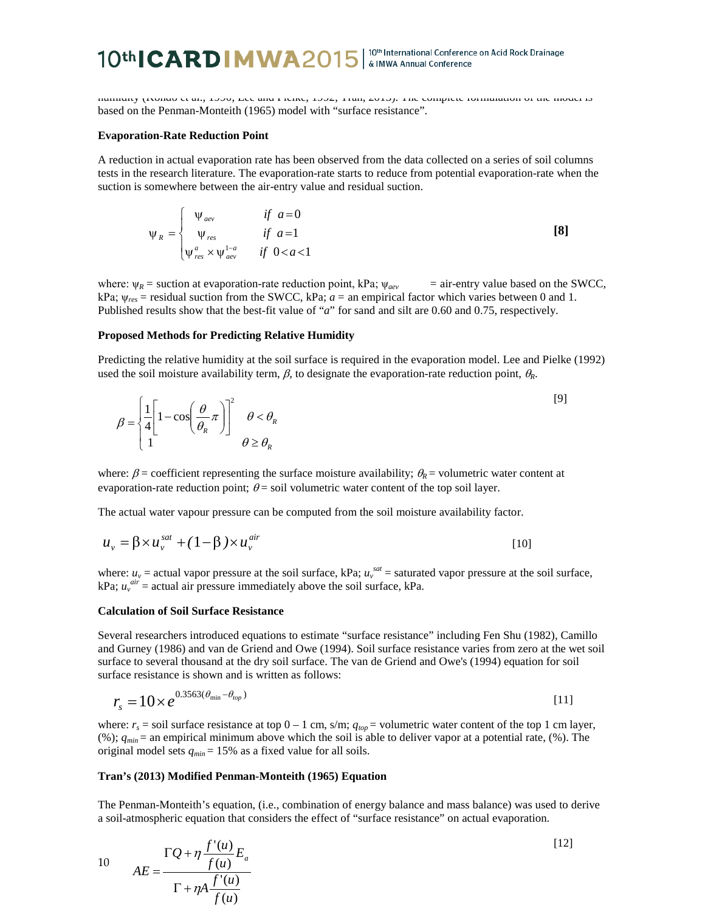humidity (Kondo et al., 1990; Lee and Pielke, 1992; Tran, 2013). The complete formulation of the model is based on the Penman-Monteith (1965) model with "surface resistance".

**Evaporation-Rate Reduction Point**

A reduction in actual evaporation rate has been observed from the data collected on a series of soil columns tests in the research literature. The evaporation-rate starts to reduce from potential evaporation-rate when the suction is somewhere between the air-entry value and residual suction.

$$\psi_R = \begin{cases} \psi_{aev} & if \ a = 0 \\ \psi_{res} & if \ a = 1 \\ \psi_{res}^{a} \times \psi_{aev}^{1-a} & if \ 0 < a < 1 \end{cases} \quad \textbf{[8]}$$

where: $\psi_R$ = suction at evaporation-rate reduction point, kPa; $\psi_{aev}$ = air-entry value based on the SWCC, kPa; $\psi_{res}$ = residual suction from the SWCC, kPa; $a$ = an empirical factor which varies between 0 and 1. Published results show that the best-fit value of "$a$" for sand and silt are 0.60 and 0.75, respectively.

**Proposed Methods for Predicting Relative Humidity**

Predicting the relative humidity at the soil surface is required in the evaporation model. Lee and Pielke (1992) used the soil moisture availability term, $\beta$, to designate the evaporation-rate reduction point, $\theta_R$.

$$\beta = \begin{cases} \frac{1}{4}\left[1 - \cos\left(\frac{\theta}{\theta_R}\pi\right)\right]^2 & \theta < \theta_R \\ 1 & \theta \geq \theta_R \end{cases} \quad [9]$$

where: $\beta$ = coefficient representing the surface moisture availability; $\theta_R$ = volumetric water content at evaporation-rate reduction point; $\theta$ = soil volumetric water content of the top soil layer.

The actual water vapour pressure can be computed from the soil moisture availability factor.

$$u_v = \beta \times u_v^{sat} + (1-\beta) \times u_v^{air} \quad [10]$$

where: $u_v$ = actual vapor pressure at the soil surface, kPa; $u_v^{sat}$ = saturated vapor pressure at the soil surface, kPa; $u_v^{air}$ = actual air pressure immediately above the soil surface, kPa.

**Calculation of Soil Surface Resistance**

Several researchers introduced equations to estimate "surface resistance" including Fen Shu (1982), Camillo and Gurney (1986) and van de Griend and Owe (1994). Soil surface resistance varies from zero at the wet soil surface to several thousand at the dry soil surface. The van de Griend and Owe's (1994) equation for soil surface resistance is shown and is written as follows:

$$r_s = 10 \times e^{0.3563(\theta_{\min} - \theta_{top})} \quad [11]$$

where: $r_s$ = soil surface resistance at top 0 – 1 cm, s/m; $q_{top}$ = volumetric water content of the top 1 cm layer, (%); $q_{min}$ = an empirical minimum above which the soil is able to deliver vapor at a potential rate, (%). The original model sets $q_{min}$ = 15% as a fixed value for all soils.

**Tran's (2013) Modified Penman-Monteith (1965) Equation**

The Penman-Monteith's equation, (i.e., combination of energy balance and mass balance) was used to derive a soil-atmospheric equation that considers the effect of "surface resistance" on actual evaporation.

$$AE = \frac{\Gamma Q + \eta \frac{f'(u)}{f(u)} E_a}{\Gamma + \eta A \frac{f'(u)}{f(u)}} \quad [12]$$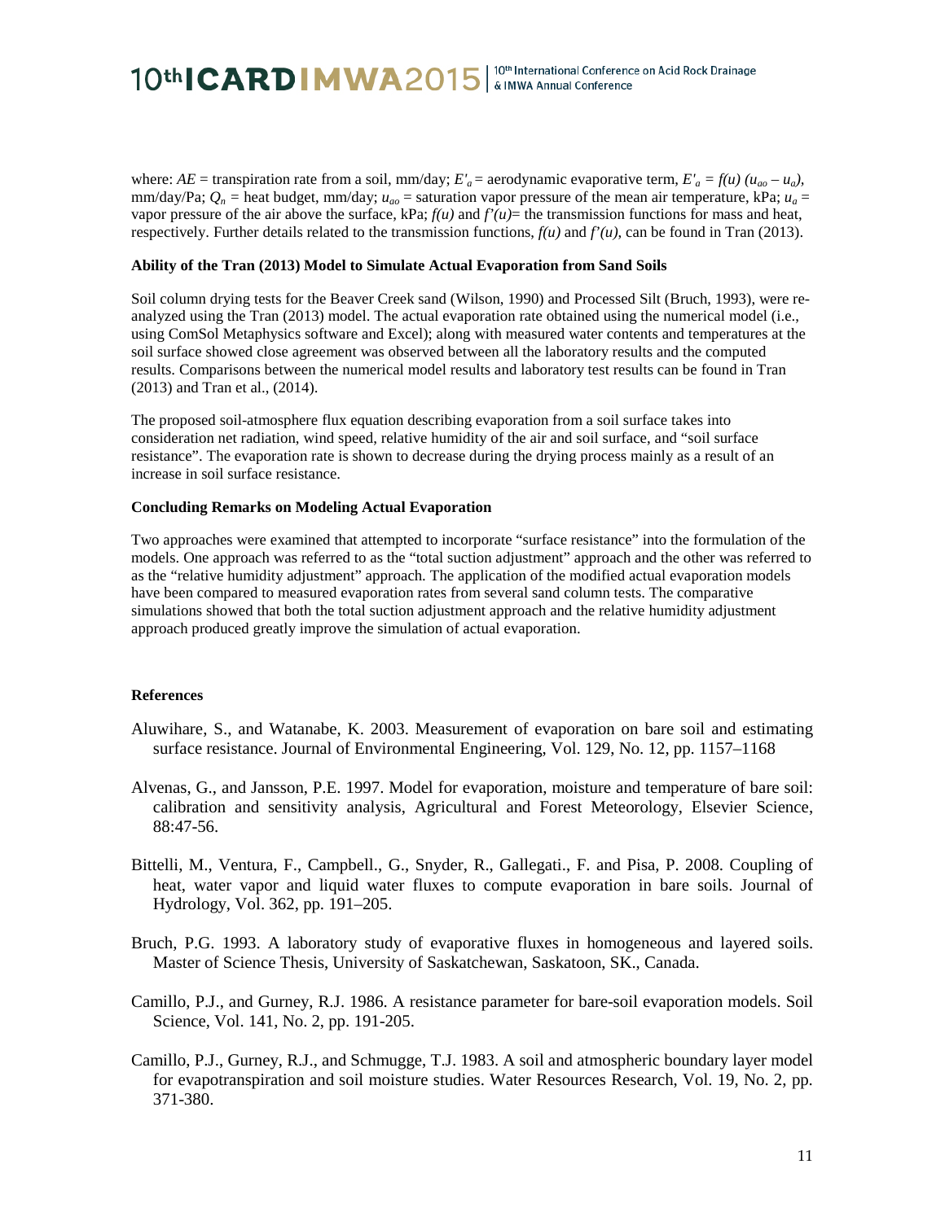where: $AE$ = transpiration rate from a soil, mm/day; $E'_a$ = aerodynamic evaporative term, $E'_a = f(u)\,(u_{ao} - u_a)$, mm/day/Pa; $Q_n$ = heat budget, mm/day; $u_{ao}$ = saturation vapor pressure of the mean air temperature, kPa; $u_a$ = vapor pressure of the air above the surface, kPa; $f(u)$ and $f'(u)$= the transmission functions for mass and heat, respectively. Further details related to the transmission functions, $f(u)$ and $f'(u)$, can be found in Tran (2013).

**Ability of the Tran (2013) Model to Simulate Actual Evaporation from Sand Soils**

Soil column drying tests for the Beaver Creek sand (Wilson, 1990) and Processed Silt (Bruch, 1993), were re-analyzed using the Tran (2013) model. The actual evaporation rate obtained using the numerical model (i.e., using ComSol Metaphysics software and Excel); along with measured water contents and temperatures at the soil surface showed close agreement was observed between all the laboratory results and the computed results. Comparisons between the numerical model results and laboratory test results can be found in Tran (2013) and Tran et al., (2014).

The proposed soil-atmosphere flux equation describing evaporation from a soil surface takes into consideration net radiation, wind speed, relative humidity of the air and soil surface, and "soil surface resistance". The evaporation rate is shown to decrease during the drying process mainly as a result of an increase in soil surface resistance.

**Concluding Remarks on Modeling Actual Evaporation**

Two approaches were examined that attempted to incorporate "surface resistance" into the formulation of the models. One approach was referred to as the "total suction adjustment" approach and the other was referred to as the "relative humidity adjustment" approach. The application of the modified actual evaporation models have been compared to measured evaporation rates from several sand column tests. The comparative simulations showed that both the total suction adjustment approach and the relative humidity adjustment approach produced greatly improve the simulation of actual evaporation.

**References**

Aluwihare, S., and Watanabe, K. 2003. Measurement of evaporation on bare soil and estimating surface resistance. Journal of Environmental Engineering, Vol. 129, No. 12, pp. 1157–1168

Alvenas, G., and Jansson, P.E. 1997. Model for evaporation, moisture and temperature of bare soil: calibration and sensitivity analysis, Agricultural and Forest Meteorology, Elsevier Science, 88:47-56.

Bittelli, M., Ventura, F., Campbell., G., Snyder, R., Gallegati., F. and Pisa, P. 2008. Coupling of heat, water vapor and liquid water fluxes to compute evaporation in bare soils. Journal of Hydrology, Vol. 362, pp. 191–205.

Bruch, P.G. 1993. A laboratory study of evaporative fluxes in homogeneous and layered soils. Master of Science Thesis, University of Saskatchewan, Saskatoon, SK., Canada.

Camillo, P.J., and Gurney, R.J. 1986. A resistance parameter for bare-soil evaporation models. Soil Science, Vol. 141, No. 2, pp. 191-205.

Camillo, P.J., Gurney, R.J., and Schmugge, T.J. 1983. A soil and atmospheric boundary layer model for evapotranspiration and soil moisture studies. Water Resources Research, Vol. 19, No. 2, pp. 371-380.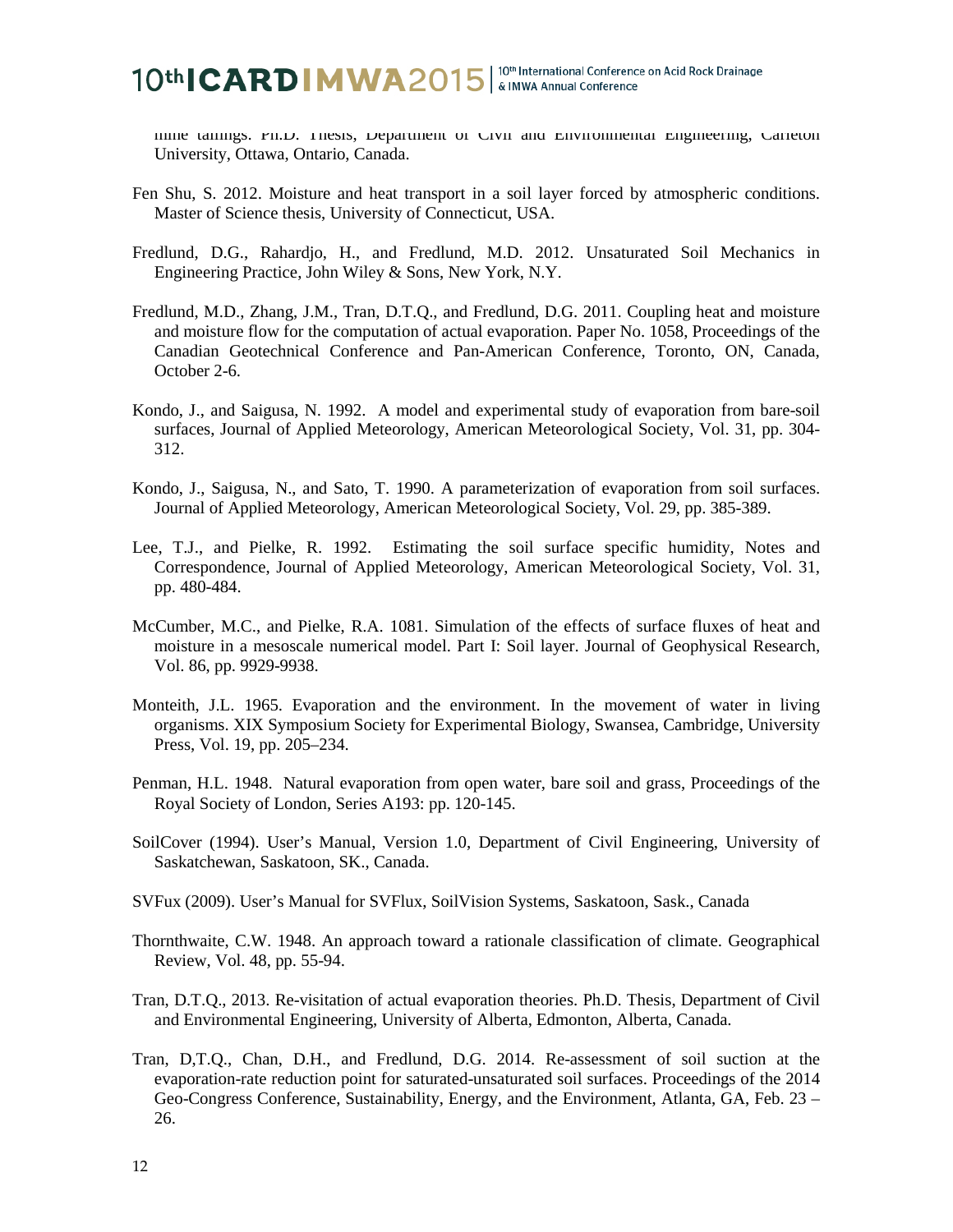mine tailings. Ph.D. Thesis, Department of Civil and Environmental Engineering, Carleton University, Ottawa, Ontario, Canada.

Fen Shu, S. 2012. Moisture and heat transport in a soil layer forced by atmospheric conditions. Master of Science thesis, University of Connecticut, USA.

Fredlund, D.G., Rahardjo, H., and Fredlund, M.D. 2012. Unsaturated Soil Mechanics in Engineering Practice, John Wiley & Sons, New York, N.Y.

Fredlund, M.D., Zhang, J.M., Tran, D.T.Q., and Fredlund, D.G. 2011. Coupling heat and moisture and moisture flow for the computation of actual evaporation. Paper No. 1058, Proceedings of the Canadian Geotechnical Conference and Pan-American Conference, Toronto, ON, Canada, October 2-6.

Kondo, J., and Saigusa, N. 1992. A model and experimental study of evaporation from bare-soil surfaces, Journal of Applied Meteorology, American Meteorological Society, Vol. 31, pp. 304-312.

Kondo, J., Saigusa, N., and Sato, T. 1990. A parameterization of evaporation from soil surfaces. Journal of Applied Meteorology, American Meteorological Society, Vol. 29, pp. 385-389.

Lee, T.J., and Pielke, R. 1992. Estimating the soil surface specific humidity, Notes and Correspondence, Journal of Applied Meteorology, American Meteorological Society, Vol. 31, pp. 480-484.

McCumber, M.C., and Pielke, R.A. 1081. Simulation of the effects of surface fluxes of heat and moisture in a mesoscale numerical model. Part I: Soil layer. Journal of Geophysical Research, Vol. 86, pp. 9929-9938.

Monteith, J.L. 1965. Evaporation and the environment. In the movement of water in living organisms. XIX Symposium Society for Experimental Biology, Swansea, Cambridge, University Press, Vol. 19, pp. 205–234.

Penman, H.L. 1948. Natural evaporation from open water, bare soil and grass, Proceedings of the Royal Society of London, Series A193: pp. 120-145.

SoilCover (1994). User's Manual, Version 1.0, Department of Civil Engineering, University of Saskatchewan, Saskatoon, SK., Canada.

SVFux (2009). User's Manual for SVFlux, SoilVision Systems, Saskatoon, Sask., Canada

Thornthwaite, C.W. 1948. An approach toward a rationale classification of climate. Geographical Review, Vol. 48, pp. 55-94.

Tran, D.T.Q., 2013. Re-visitation of actual evaporation theories. Ph.D. Thesis, Department of Civil and Environmental Engineering, University of Alberta, Edmonton, Alberta, Canada.

Tran, D,T.Q., Chan, D.H., and Fredlund, D.G. 2014. Re-assessment of soil suction at the evaporation-rate reduction point for saturated-unsaturated soil surfaces. Proceedings of the 2014 Geo-Congress Conference, Sustainability, Energy, and the Environment, Atlanta, GA, Feb. 23 – 26.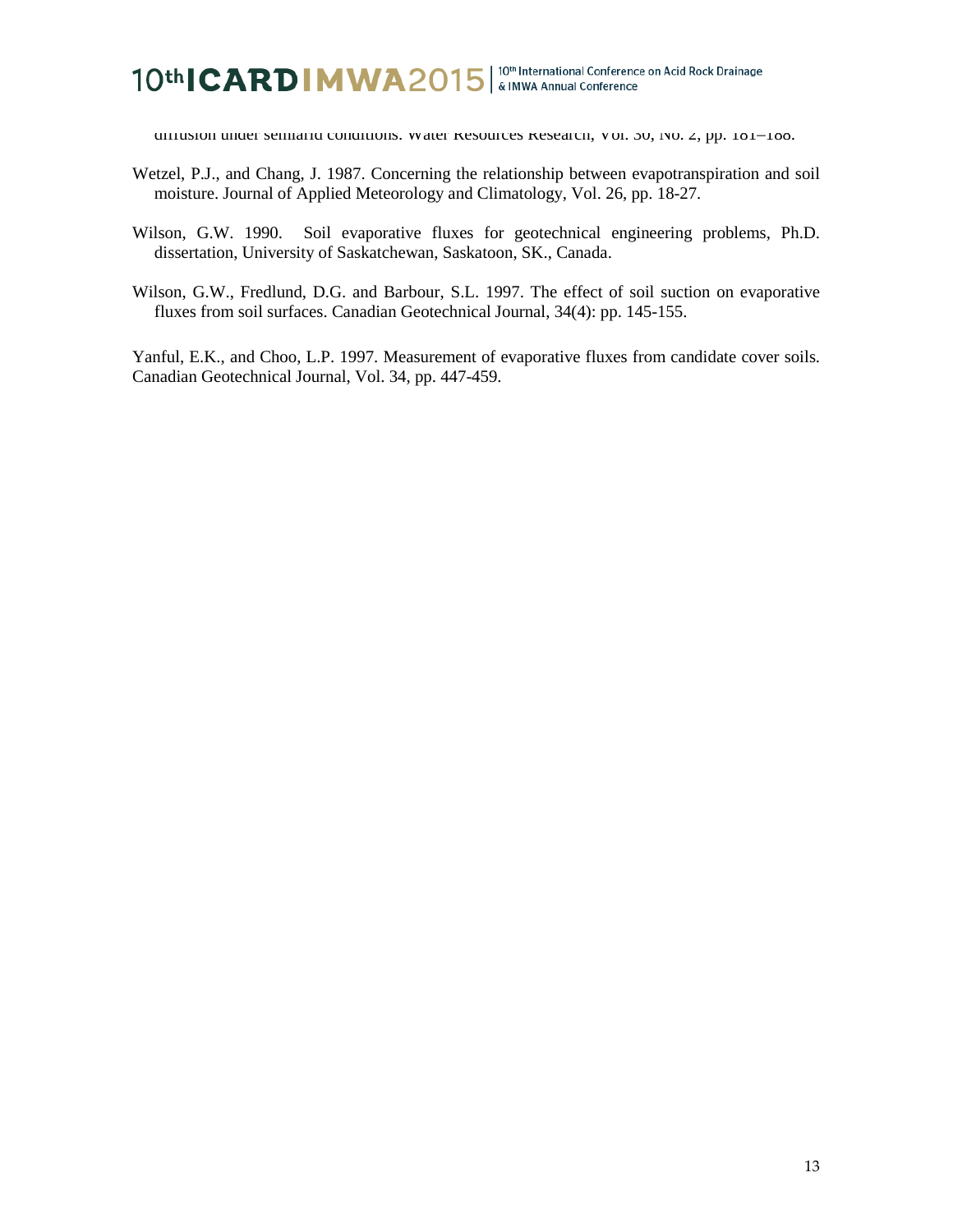diffusion under semiarid conditions. Water Resources Research, Vol. 30, No. 2, pp. 181–188.

Wetzel, P.J., and Chang, J. 1987. Concerning the relationship between evapotranspiration and soil moisture. Journal of Applied Meteorology and Climatology, Vol. 26, pp. 18-27.

Wilson, G.W. 1990. Soil evaporative fluxes for geotechnical engineering problems, Ph.D. dissertation, University of Saskatchewan, Saskatoon, SK., Canada.

Wilson, G.W., Fredlund, D.G. and Barbour, S.L. 1997. The effect of soil suction on evaporative fluxes from soil surfaces. Canadian Geotechnical Journal, 34(4): pp. 145-155.

Yanful, E.K., and Choo, L.P. 1997. Measurement of evaporative fluxes from candidate cover soils. Canadian Geotechnical Journal, Vol. 34, pp. 447-459.